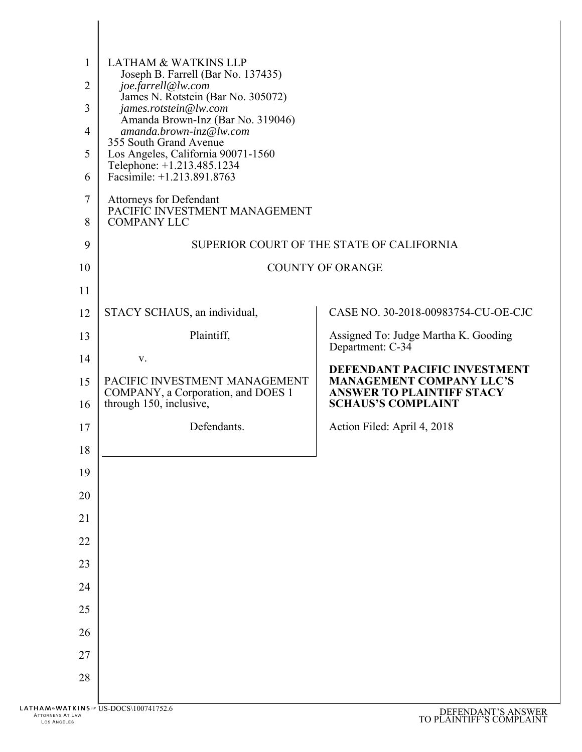LATHAM & WATKINS LLP
Joseph B. Farrell (Bar No. 137435)
*joe.farrell@lw.com*
James N. Rotstein (Bar No. 305072)
*james.rotstein@lw.com*
Amanda Brown-Inz (Bar No. 319046)
*amanda.brown-inz@lw.com*
355 South Grand Avenue
Los Angeles, California 90071-1560
Telephone: +1.213.485.1234
Facsimile: +1.213.891.8763

Attorneys for Defendant
PACIFIC INVESTMENT MANAGEMENT COMPANY LLC

SUPERIOR COURT OF THE STATE OF CALIFORNIA

COUNTY OF ORANGE

| | |
|---|---|
| STACY SCHAUS, an individual,<br><br>Plaintiff,<br><br>v.<br><br>PACIFIC INVESTMENT MANAGEMENT COMPANY, a Corporation, and DOES 1 through 150, inclusive,<br><br>Defendants. | CASE NO. 30-2018-00983754-CU-OE-CJC<br><br>Assigned To: Judge Martha K. Gooding<br>Department: C-34<br><br>**DEFENDANT PACIFIC INVESTMENT MANAGEMENT COMPANY LLC'S ANSWER TO PLAINTIFF STACY SCHAUS'S COMPLAINT**<br><br>Action Filed: April 4, 2018 |

US-DOCS\100741752.6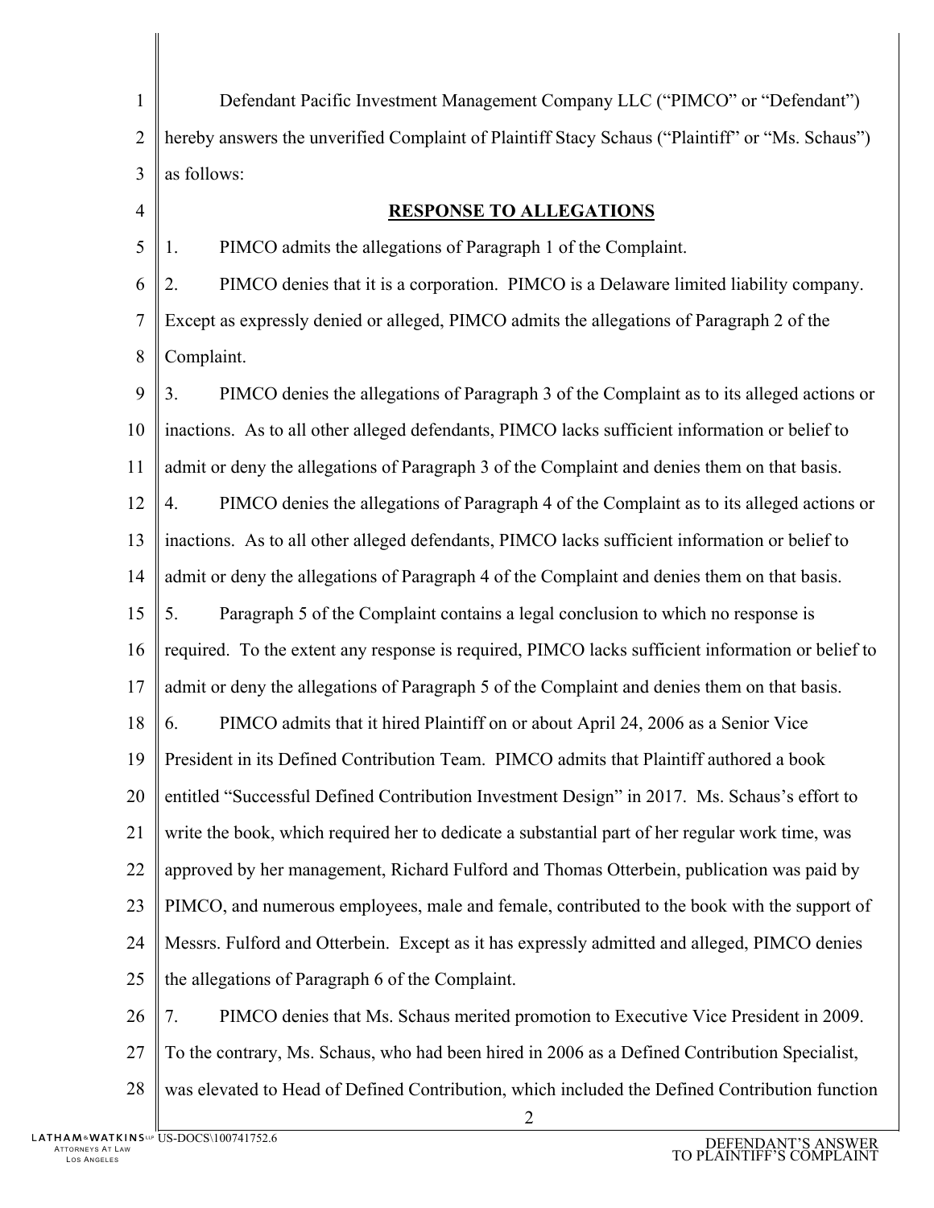Defendant Pacific Investment Management Company LLC ("PIMCO" or "Defendant") hereby answers the unverified Complaint of Plaintiff Stacy Schaus ("Plaintiff" or "Ms. Schaus") as follows:

## RESPONSE TO ALLEGATIONS

1. PIMCO admits the allegations of Paragraph 1 of the Complaint.

2. PIMCO denies that it is a corporation. PIMCO is a Delaware limited liability company. Except as expressly denied or alleged, PIMCO admits the allegations of Paragraph 2 of the Complaint.

3. PIMCO denies the allegations of Paragraph 3 of the Complaint as to its alleged actions or inactions. As to all other alleged defendants, PIMCO lacks sufficient information or belief to admit or deny the allegations of Paragraph 3 of the Complaint and denies them on that basis.

4. PIMCO denies the allegations of Paragraph 4 of the Complaint as to its alleged actions or inactions. As to all other alleged defendants, PIMCO lacks sufficient information or belief to admit or deny the allegations of Paragraph 4 of the Complaint and denies them on that basis.

5. Paragraph 5 of the Complaint contains a legal conclusion to which no response is required. To the extent any response is required, PIMCO lacks sufficient information or belief to admit or deny the allegations of Paragraph 5 of the Complaint and denies them on that basis.

6. PIMCO admits that it hired Plaintiff on or about April 24, 2006 as a Senior Vice President in its Defined Contribution Team. PIMCO admits that Plaintiff authored a book entitled "Successful Defined Contribution Investment Design" in 2017. Ms. Schaus's effort to write the book, which required her to dedicate a substantial part of her regular work time, was approved by her management, Richard Fulford and Thomas Otterbein, publication was paid by PIMCO, and numerous employees, male and female, contributed to the book with the support of Messrs. Fulford and Otterbein. Except as it has expressly admitted and alleged, PIMCO denies the allegations of Paragraph 6 of the Complaint.

7. PIMCO denies that Ms. Schaus merited promotion to Executive Vice President in 2009. To the contrary, Ms. Schaus, who had been hired in 2006 as a Defined Contribution Specialist, was elevated to Head of Defined Contribution, which included the Defined Contribution function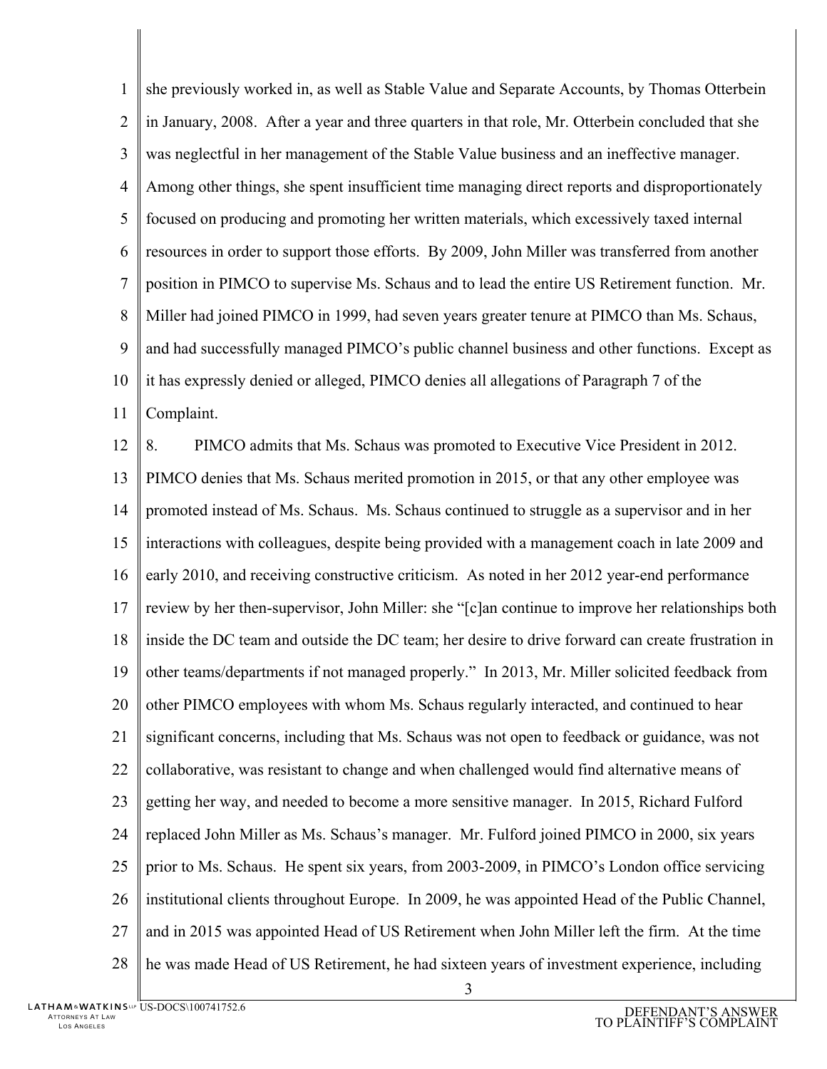she previously worked in, as well as Stable Value and Separate Accounts, by Thomas Otterbein in January, 2008. After a year and three quarters in that role, Mr. Otterbein concluded that she was neglectful in her management of the Stable Value business and an ineffective manager. Among other things, she spent insufficient time managing direct reports and disproportionately focused on producing and promoting her written materials, which excessively taxed internal resources in order to support those efforts. By 2009, John Miller was transferred from another position in PIMCO to supervise Ms. Schaus and to lead the entire US Retirement function. Mr. Miller had joined PIMCO in 1999, had seven years greater tenure at PIMCO than Ms. Schaus, and had successfully managed PIMCO's public channel business and other functions. Except as it has expressly denied or alleged, PIMCO denies all allegations of Paragraph 7 of the Complaint.

8. PIMCO admits that Ms. Schaus was promoted to Executive Vice President in 2012. PIMCO denies that Ms. Schaus merited promotion in 2015, or that any other employee was promoted instead of Ms. Schaus. Ms. Schaus continued to struggle as a supervisor and in her interactions with colleagues, despite being provided with a management coach in late 2009 and early 2010, and receiving constructive criticism. As noted in her 2012 year-end performance review by her then-supervisor, John Miller: she "[c]an continue to improve her relationships both inside the DC team and outside the DC team; her desire to drive forward can create frustration in other teams/departments if not managed properly." In 2013, Mr. Miller solicited feedback from other PIMCO employees with whom Ms. Schaus regularly interacted, and continued to hear significant concerns, including that Ms. Schaus was not open to feedback or guidance, was not collaborative, was resistant to change and when challenged would find alternative means of getting her way, and needed to become a more sensitive manager. In 2015, Richard Fulford replaced John Miller as Ms. Schaus's manager. Mr. Fulford joined PIMCO in 2000, six years prior to Ms. Schaus. He spent six years, from 2003-2009, in PIMCO's London office servicing institutional clients throughout Europe. In 2009, he was appointed Head of the Public Channel, and in 2015 was appointed Head of US Retirement when John Miller left the firm. At the time he was made Head of US Retirement, he had sixteen years of investment experience, including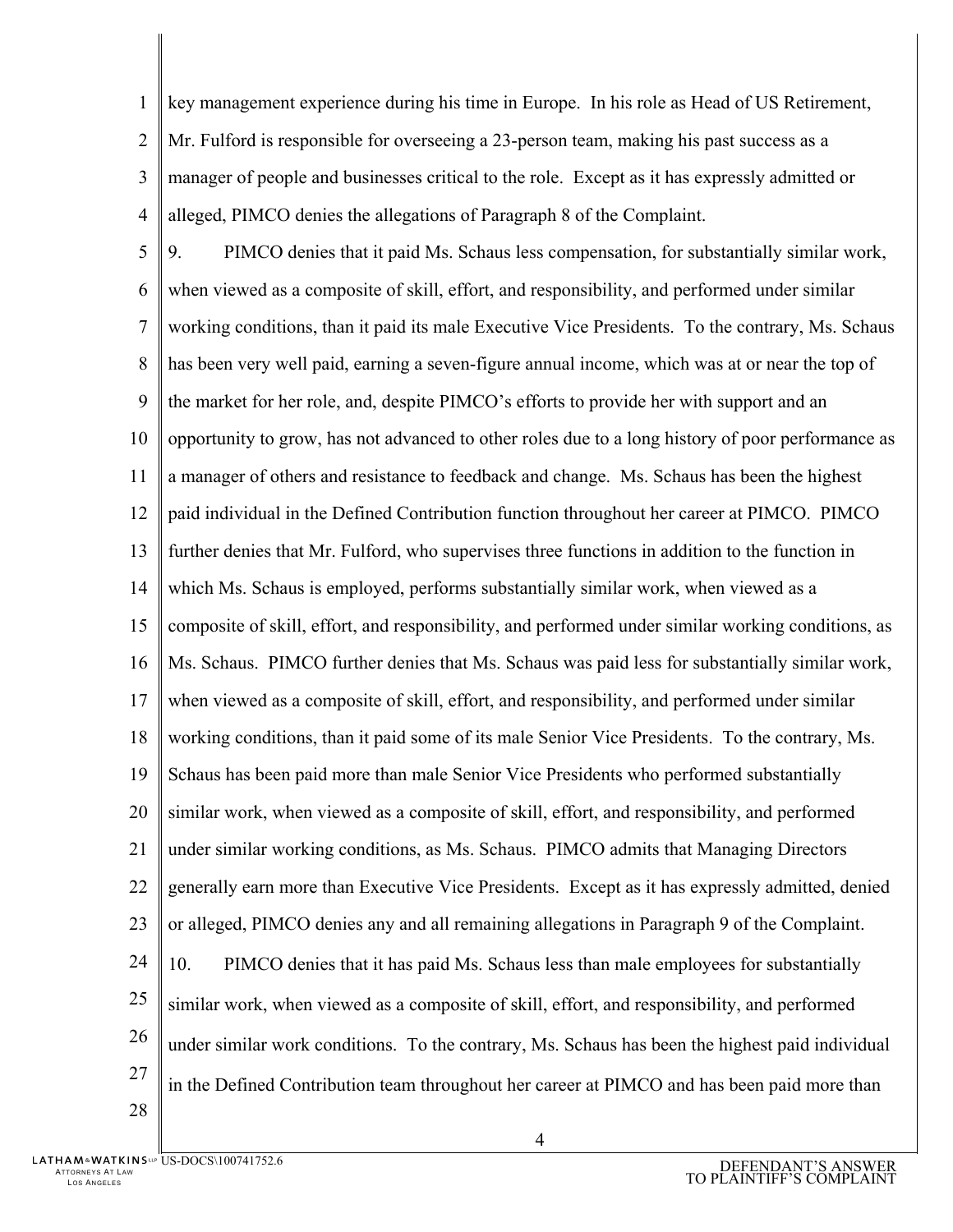key management experience during his time in Europe. In his role as Head of US Retirement, Mr. Fulford is responsible for overseeing a 23-person team, making his past success as a manager of people and businesses critical to the role. Except as it has expressly admitted or alleged, PIMCO denies the allegations of Paragraph 8 of the Complaint.

9. PIMCO denies that it paid Ms. Schaus less compensation, for substantially similar work, when viewed as a composite of skill, effort, and responsibility, and performed under similar working conditions, than it paid its male Executive Vice Presidents. To the contrary, Ms. Schaus has been very well paid, earning a seven-figure annual income, which was at or near the top of the market for her role, and, despite PIMCO's efforts to provide her with support and an opportunity to grow, has not advanced to other roles due to a long history of poor performance as a manager of others and resistance to feedback and change. Ms. Schaus has been the highest paid individual in the Defined Contribution function throughout her career at PIMCO. PIMCO further denies that Mr. Fulford, who supervises three functions in addition to the function in which Ms. Schaus is employed, performs substantially similar work, when viewed as a composite of skill, effort, and responsibility, and performed under similar working conditions, as Ms. Schaus. PIMCO further denies that Ms. Schaus was paid less for substantially similar work, when viewed as a composite of skill, effort, and responsibility, and performed under similar working conditions, than it paid some of its male Senior Vice Presidents. To the contrary, Ms. Schaus has been paid more than male Senior Vice Presidents who performed substantially similar work, when viewed as a composite of skill, effort, and responsibility, and performed under similar working conditions, as Ms. Schaus. PIMCO admits that Managing Directors generally earn more than Executive Vice Presidents. Except as it has expressly admitted, denied or alleged, PIMCO denies any and all remaining allegations in Paragraph 9 of the Complaint.

10. PIMCO denies that it has paid Ms. Schaus less than male employees for substantially similar work, when viewed as a composite of skill, effort, and responsibility, and performed under similar work conditions. To the contrary, Ms. Schaus has been the highest paid individual in the Defined Contribution team throughout her career at PIMCO and has been paid more than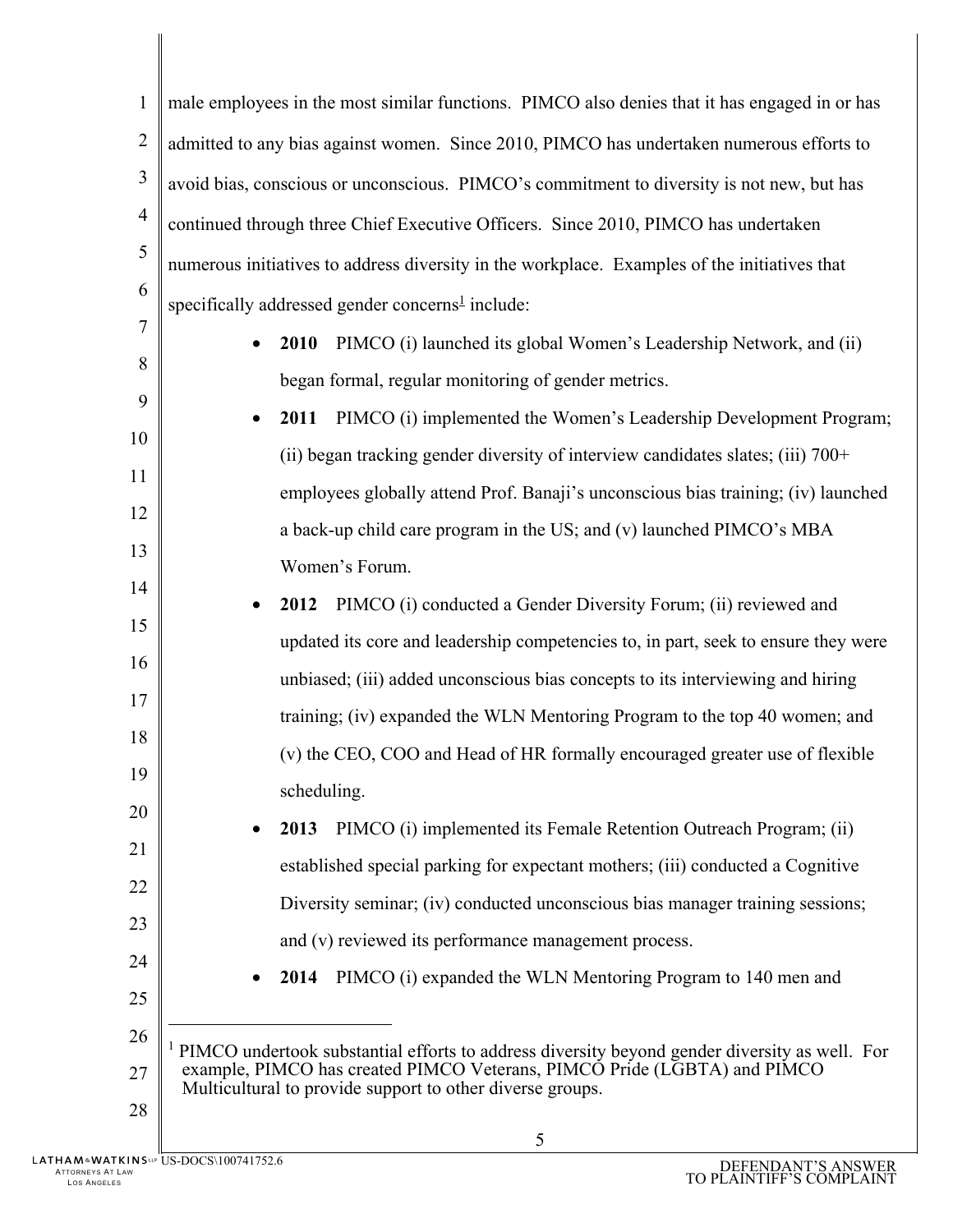male employees in the most similar functions. PIMCO also denies that it has engaged in or has admitted to any bias against women. Since 2010, PIMCO has undertaken numerous efforts to avoid bias, conscious or unconscious. PIMCO's commitment to diversity is not new, but has continued through three Chief Executive Officers. Since 2010, PIMCO has undertaken numerous initiatives to address diversity in the workplace. Examples of the initiatives that specifically addressed gender concerns[1] include:

- **2010** PIMCO (i) launched its global Women's Leadership Network, and (ii) began formal, regular monitoring of gender metrics.
- **2011** PIMCO (i) implemented the Women's Leadership Development Program; (ii) began tracking gender diversity of interview candidates slates; (iii) 700+ employees globally attend Prof. Banaji's unconscious bias training; (iv) launched a back-up child care program in the US; and (v) launched PIMCO's MBA Women's Forum.
- **2012** PIMCO (i) conducted a Gender Diversity Forum; (ii) reviewed and updated its core and leadership competencies to, in part, seek to ensure they were unbiased; (iii) added unconscious bias concepts to its interviewing and hiring training; (iv) expanded the WLN Mentoring Program to the top 40 women; and (v) the CEO, COO and Head of HR formally encouraged greater use of flexible scheduling.
- **2013** PIMCO (i) implemented its Female Retention Outreach Program; (ii) established special parking for expectant mothers; (iii) conducted a Cognitive Diversity seminar; (iv) conducted unconscious bias manager training sessions; and (v) reviewed its performance management process.
- **2014** PIMCO (i) expanded the WLN Mentoring Program to 140 men and

---

[1] PIMCO undertook substantial efforts to address diversity beyond gender diversity as well. For example, PIMCO has created PIMCO Veterans, PIMCO Pride (LGBTA) and PIMCO Multicultural to provide support to other diverse groups.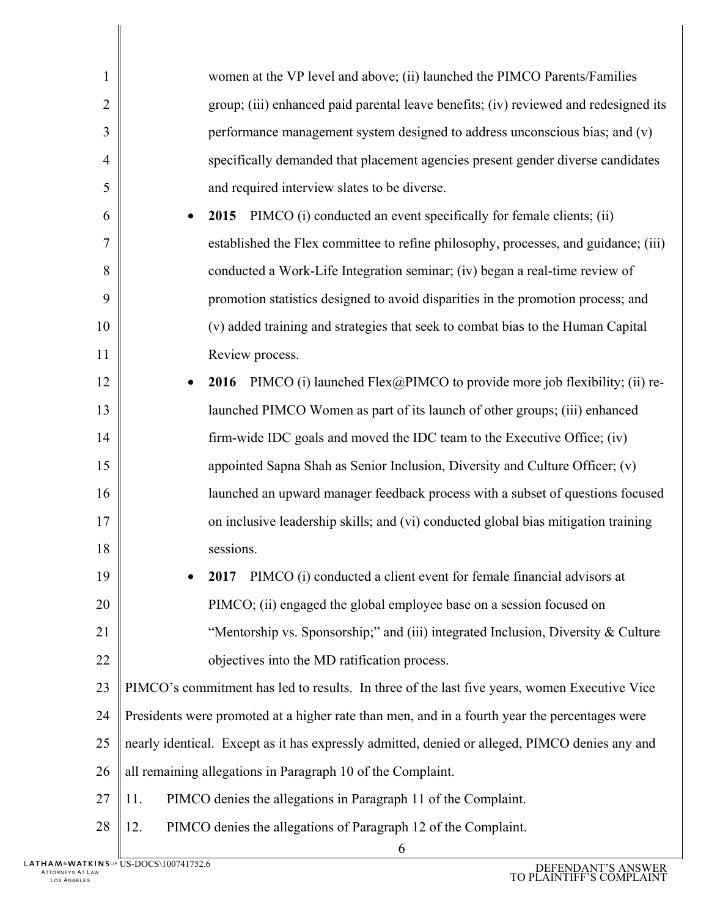women at the VP level and above; (ii) launched the PIMCO Parents/Families group; (iii) enhanced paid parental leave benefits; (iv) reviewed and redesigned its performance management system designed to address unconscious bias; and (v) specifically demanded that placement agencies present gender diverse candidates and required interview slates to be diverse.

- **2015** PIMCO (i) conducted an event specifically for female clients; (ii) established the Flex committee to refine philosophy, processes, and guidance; (iii) conducted a Work-Life Integration seminar; (iv) began a real-time review of promotion statistics designed to avoid disparities in the promotion process; and (v) added training and strategies that seek to combat bias to the Human Capital Review process.
- **2016** PIMCO (i) launched Flex@PIMCO to provide more job flexibility; (ii) re-launched PIMCO Women as part of its launch of other groups; (iii) enhanced firm-wide IDC goals and moved the IDC team to the Executive Office; (iv) appointed Sapna Shah as Senior Inclusion, Diversity and Culture Officer; (v) launched an upward manager feedback process with a subset of questions focused on inclusive leadership skills; and (vi) conducted global bias mitigation training sessions.
- **2017** PIMCO (i) conducted a client event for female financial advisors at PIMCO; (ii) engaged the global employee base on a session focused on "Mentorship vs. Sponsorship;" and (iii) integrated Inclusion, Diversity & Culture objectives into the MD ratification process.

PIMCO's commitment has led to results. In three of the last five years, women Executive Vice Presidents were promoted at a higher rate than men, and in a fourth year the percentages were nearly identical. Except as it has expressly admitted, denied or alleged, PIMCO denies any and all remaining allegations in Paragraph 10 of the Complaint.

11. PIMCO denies the allegations in Paragraph 11 of the Complaint.

12. PIMCO denies the allegations of Paragraph 12 of the Complaint.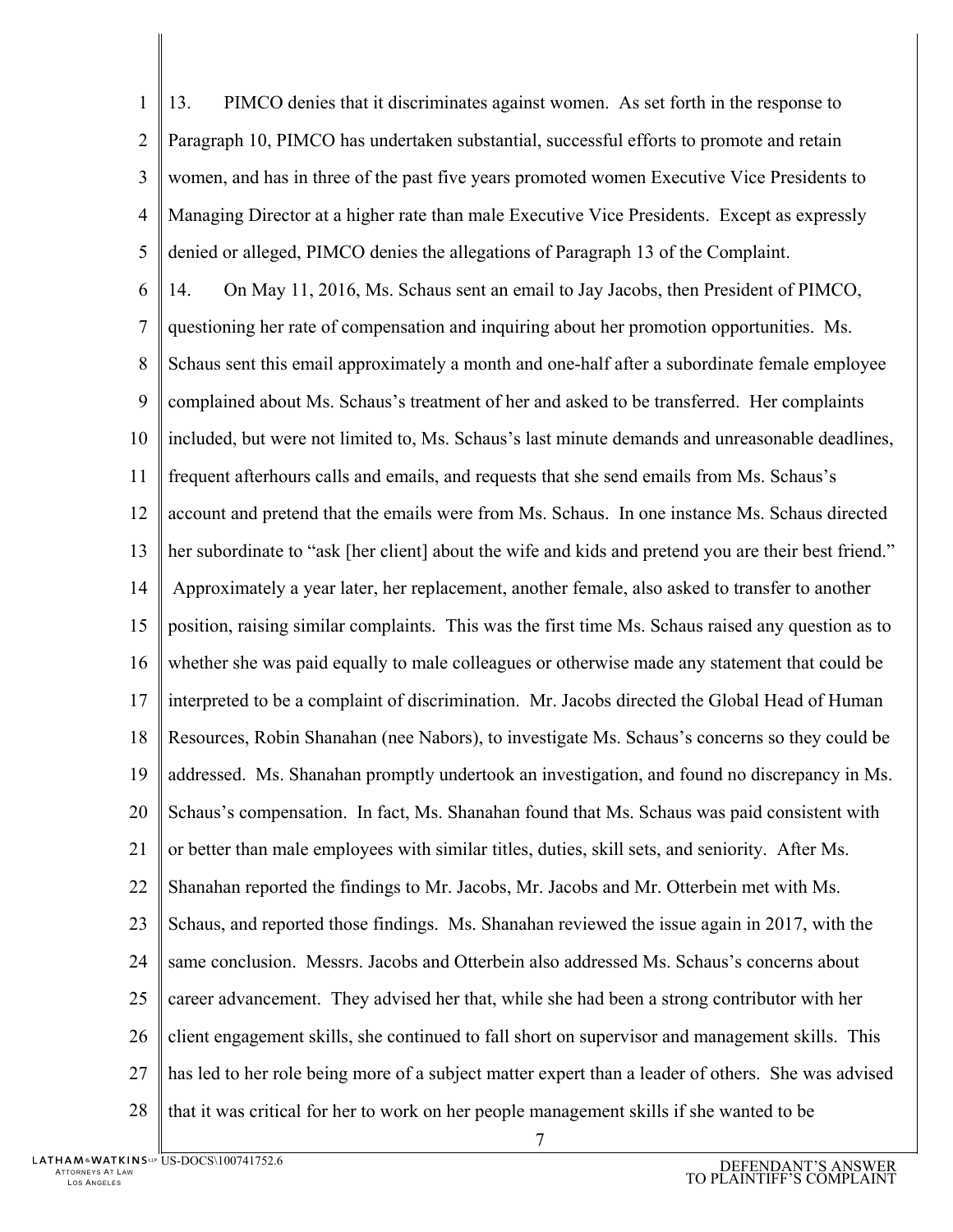13. PIMCO denies that it discriminates against women. As set forth in the response to Paragraph 10, PIMCO has undertaken substantial, successful efforts to promote and retain women, and has in three of the past five years promoted women Executive Vice Presidents to Managing Director at a higher rate than male Executive Vice Presidents. Except as expressly denied or alleged, PIMCO denies the allegations of Paragraph 13 of the Complaint.

14. On May 11, 2016, Ms. Schaus sent an email to Jay Jacobs, then President of PIMCO, questioning her rate of compensation and inquiring about her promotion opportunities. Ms. Schaus sent this email approximately a month and one-half after a subordinate female employee complained about Ms. Schaus's treatment of her and asked to be transferred. Her complaints included, but were not limited to, Ms. Schaus's last minute demands and unreasonable deadlines, frequent afterhours calls and emails, and requests that she send emails from Ms. Schaus's account and pretend that the emails were from Ms. Schaus. In one instance Ms. Schaus directed her subordinate to "ask [her client] about the wife and kids and pretend you are their best friend." Approximately a year later, her replacement, another female, also asked to transfer to another position, raising similar complaints. This was the first time Ms. Schaus raised any question as to whether she was paid equally to male colleagues or otherwise made any statement that could be interpreted to be a complaint of discrimination. Mr. Jacobs directed the Global Head of Human Resources, Robin Shanahan (nee Nabors), to investigate Ms. Schaus's concerns so they could be addressed. Ms. Shanahan promptly undertook an investigation, and found no discrepancy in Ms. Schaus's compensation. In fact, Ms. Shanahan found that Ms. Schaus was paid consistent with or better than male employees with similar titles, duties, skill sets, and seniority. After Ms. Shanahan reported the findings to Mr. Jacobs, Mr. Jacobs and Mr. Otterbein met with Ms. Schaus, and reported those findings. Ms. Shanahan reviewed the issue again in 2017, with the same conclusion. Messrs. Jacobs and Otterbein also addressed Ms. Schaus's concerns about career advancement. They advised her that, while she had been a strong contributor with her client engagement skills, she continued to fall short on supervisor and management skills. This has led to her role being more of a subject matter expert than a leader of others. She was advised that it was critical for her to work on her people management skills if she wanted to be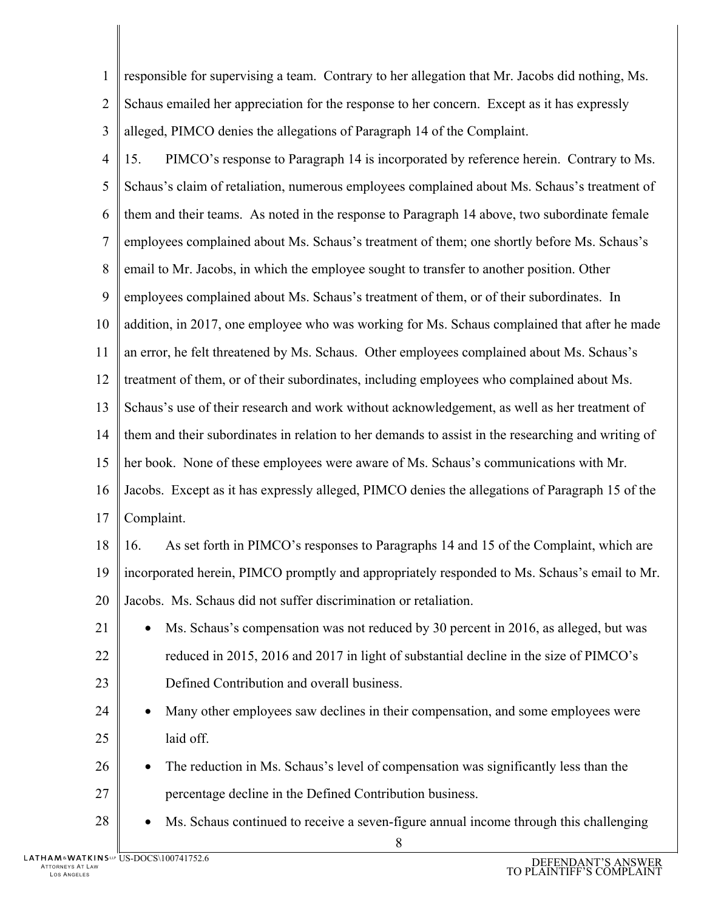responsible for supervising a team. Contrary to her allegation that Mr. Jacobs did nothing, Ms. Schaus emailed her appreciation for the response to her concern. Except as it has expressly alleged, PIMCO denies the allegations of Paragraph 14 of the Complaint.

15. PIMCO's response to Paragraph 14 is incorporated by reference herein. Contrary to Ms. Schaus's claim of retaliation, numerous employees complained about Ms. Schaus's treatment of them and their teams. As noted in the response to Paragraph 14 above, two subordinate female employees complained about Ms. Schaus's treatment of them; one shortly before Ms. Schaus's email to Mr. Jacobs, in which the employee sought to transfer to another position. Other employees complained about Ms. Schaus's treatment of them, or of their subordinates. In addition, in 2017, one employee who was working for Ms. Schaus complained that after he made an error, he felt threatened by Ms. Schaus. Other employees complained about Ms. Schaus's treatment of them, or of their subordinates, including employees who complained about Ms. Schaus's use of their research and work without acknowledgement, as well as her treatment of them and their subordinates in relation to her demands to assist in the researching and writing of her book. None of these employees were aware of Ms. Schaus's communications with Mr. Jacobs. Except as it has expressly alleged, PIMCO denies the allegations of Paragraph 15 of the Complaint.

16. As set forth in PIMCO's responses to Paragraphs 14 and 15 of the Complaint, which are incorporated herein, PIMCO promptly and appropriately responded to Ms. Schaus's email to Mr. Jacobs. Ms. Schaus did not suffer discrimination or retaliation.

- Ms. Schaus's compensation was not reduced by 30 percent in 2016, as alleged, but was reduced in 2015, 2016 and 2017 in light of substantial decline in the size of PIMCO's Defined Contribution and overall business.
- Many other employees saw declines in their compensation, and some employees were laid off.
- The reduction in Ms. Schaus's level of compensation was significantly less than the percentage decline in the Defined Contribution business.
- Ms. Schaus continued to receive a seven-figure annual income through this challenging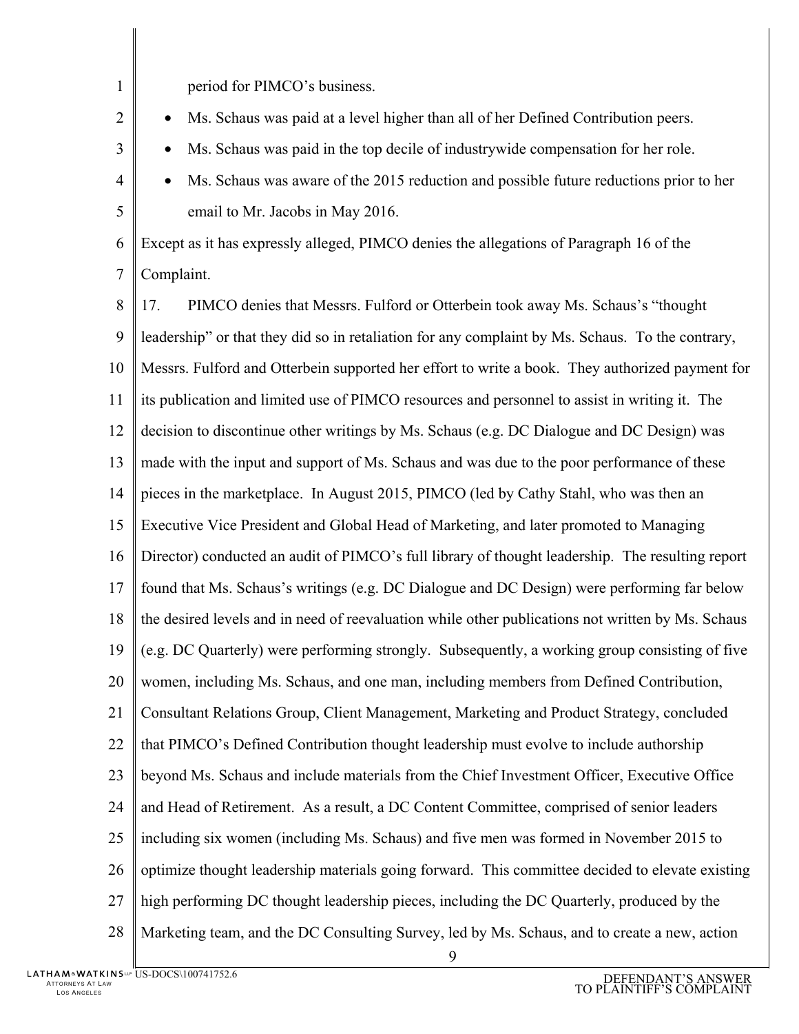period for PIMCO's business.

- Ms. Schaus was paid at a level higher than all of her Defined Contribution peers.
- Ms. Schaus was paid in the top decile of industrywide compensation for her role.
- Ms. Schaus was aware of the 2015 reduction and possible future reductions prior to her email to Mr. Jacobs in May 2016.

Except as it has expressly alleged, PIMCO denies the allegations of Paragraph 16 of the Complaint.

17. PIMCO denies that Messrs. Fulford or Otterbein took away Ms. Schaus's "thought leadership" or that they did so in retaliation for any complaint by Ms. Schaus. To the contrary, Messrs. Fulford and Otterbein supported her effort to write a book. They authorized payment for its publication and limited use of PIMCO resources and personnel to assist in writing it. The decision to discontinue other writings by Ms. Schaus (e.g. DC Dialogue and DC Design) was made with the input and support of Ms. Schaus and was due to the poor performance of these pieces in the marketplace. In August 2015, PIMCO (led by Cathy Stahl, who was then an Executive Vice President and Global Head of Marketing, and later promoted to Managing Director) conducted an audit of PIMCO's full library of thought leadership. The resulting report found that Ms. Schaus's writings (e.g. DC Dialogue and DC Design) were performing far below the desired levels and in need of reevaluation while other publications not written by Ms. Schaus (e.g. DC Quarterly) were performing strongly. Subsequently, a working group consisting of five women, including Ms. Schaus, and one man, including members from Defined Contribution, Consultant Relations Group, Client Management, Marketing and Product Strategy, concluded that PIMCO's Defined Contribution thought leadership must evolve to include authorship beyond Ms. Schaus and include materials from the Chief Investment Officer, Executive Office and Head of Retirement. As a result, a DC Content Committee, comprised of senior leaders including six women (including Ms. Schaus) and five men was formed in November 2015 to optimize thought leadership materials going forward. This committee decided to elevate existing high performing DC thought leadership pieces, including the DC Quarterly, produced by the Marketing team, and the DC Consulting Survey, led by Ms. Schaus, and to create a new, action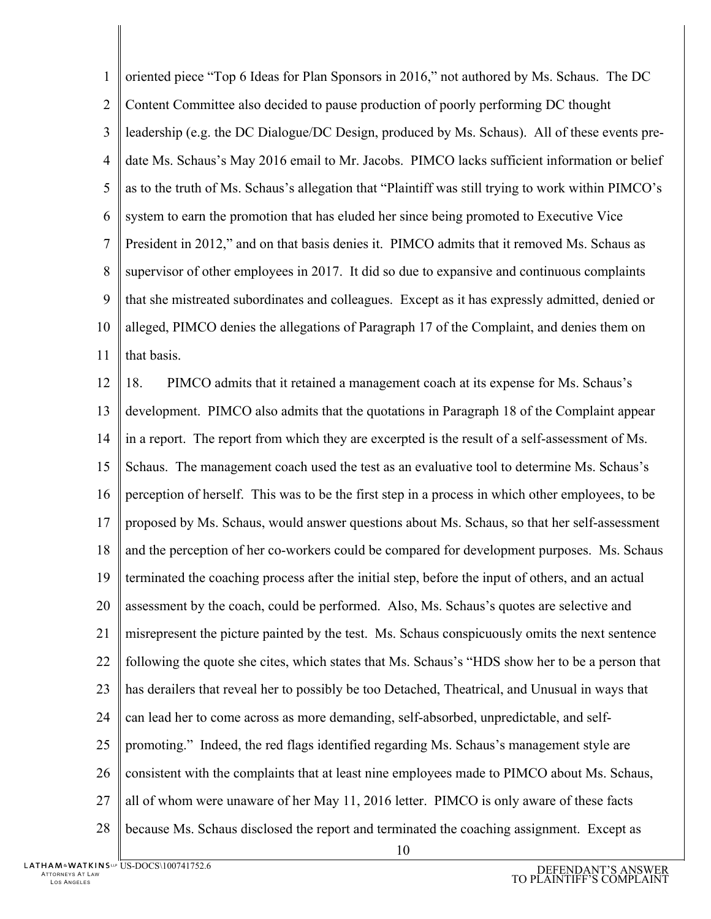oriented piece "Top 6 Ideas for Plan Sponsors in 2016," not authored by Ms. Schaus. The DC Content Committee also decided to pause production of poorly performing DC thought leadership (e.g. the DC Dialogue/DC Design, produced by Ms. Schaus). All of these events pre-date Ms. Schaus's May 2016 email to Mr. Jacobs. PIMCO lacks sufficient information or belief as to the truth of Ms. Schaus's allegation that "Plaintiff was still trying to work within PIMCO's system to earn the promotion that has eluded her since being promoted to Executive Vice President in 2012," and on that basis denies it. PIMCO admits that it removed Ms. Schaus as supervisor of other employees in 2017. It did so due to expansive and continuous complaints that she mistreated subordinates and colleagues. Except as it has expressly admitted, denied or alleged, PIMCO denies the allegations of Paragraph 17 of the Complaint, and denies them on that basis.

18. PIMCO admits that it retained a management coach at its expense for Ms. Schaus's development. PIMCO also admits that the quotations in Paragraph 18 of the Complaint appear in a report. The report from which they are excerpted is the result of a self-assessment of Ms. Schaus. The management coach used the test as an evaluative tool to determine Ms. Schaus's perception of herself. This was to be the first step in a process in which other employees, to be proposed by Ms. Schaus, would answer questions about Ms. Schaus, so that her self-assessment and the perception of her co-workers could be compared for development purposes. Ms. Schaus terminated the coaching process after the initial step, before the input of others, and an actual assessment by the coach, could be performed. Also, Ms. Schaus's quotes are selective and misrepresent the picture painted by the test. Ms. Schaus conspicuously omits the next sentence following the quote she cites, which states that Ms. Schaus's "HDS show her to be a person that has derailers that reveal her to possibly be too Detached, Theatrical, and Unusual in ways that can lead her to come across as more demanding, self-absorbed, unpredictable, and self-promoting." Indeed, the red flags identified regarding Ms. Schaus's management style are consistent with the complaints that at least nine employees made to PIMCO about Ms. Schaus, all of whom were unaware of her May 11, 2016 letter. PIMCO is only aware of these facts because Ms. Schaus disclosed the report and terminated the coaching assignment. Except as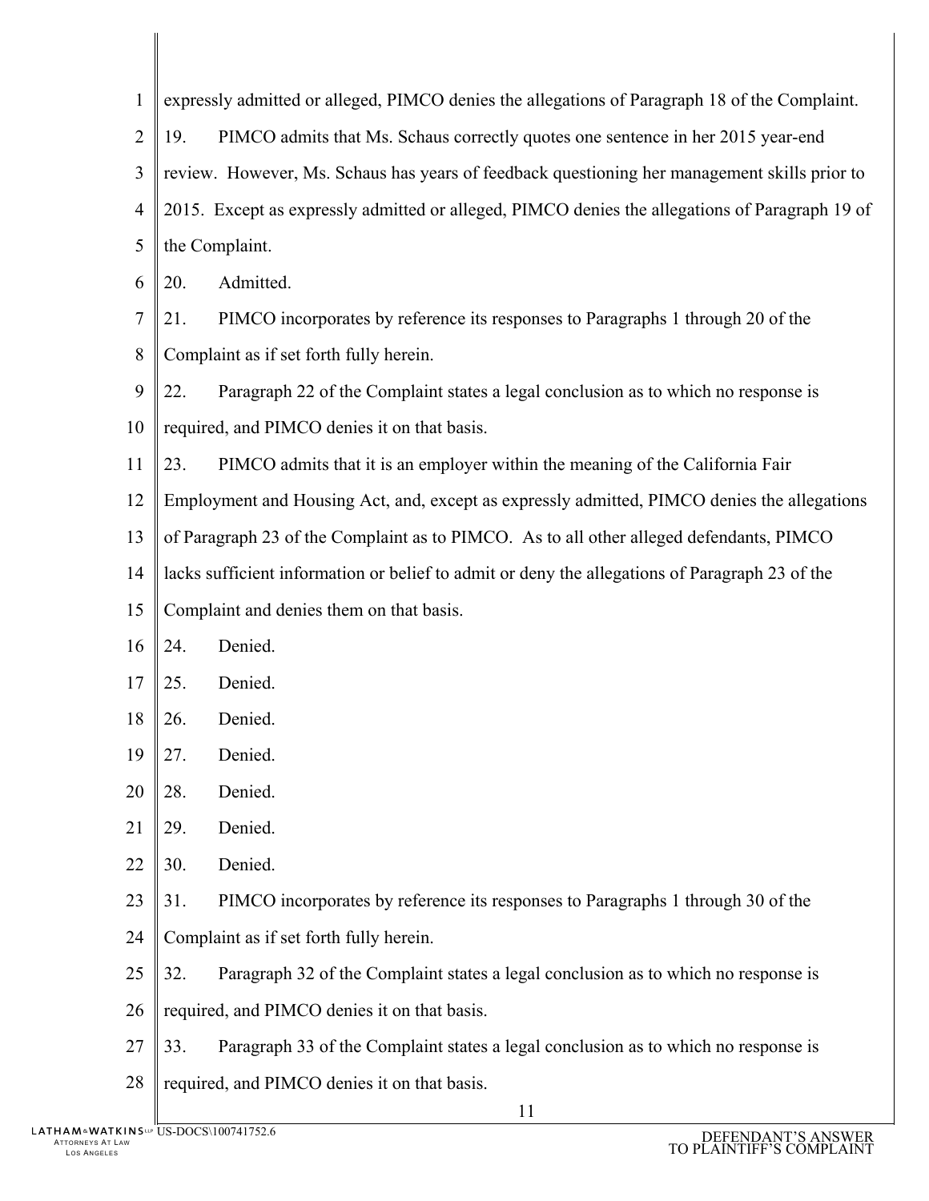expressly admitted or alleged, PIMCO denies the allegations of Paragraph 18 of the Complaint.

19. PIMCO admits that Ms. Schaus correctly quotes one sentence in her 2015 year-end review. However, Ms. Schaus has years of feedback questioning her management skills prior to 2015. Except as expressly admitted or alleged, PIMCO denies the allegations of Paragraph 19 of the Complaint.

20. Admitted.

21. PIMCO incorporates by reference its responses to Paragraphs 1 through 20 of the Complaint as if set forth fully herein.

22. Paragraph 22 of the Complaint states a legal conclusion as to which no response is required, and PIMCO denies it on that basis.

23. PIMCO admits that it is an employer within the meaning of the California Fair Employment and Housing Act, and, except as expressly admitted, PIMCO denies the allegations of Paragraph 23 of the Complaint as to PIMCO. As to all other alleged defendants, PIMCO lacks sufficient information or belief to admit or deny the allegations of Paragraph 23 of the Complaint and denies them on that basis.

24. Denied.

25. Denied.

26. Denied.

27. Denied.

28. Denied.

29. Denied.

30. Denied.

31. PIMCO incorporates by reference its responses to Paragraphs 1 through 30 of the Complaint as if set forth fully herein.

32. Paragraph 32 of the Complaint states a legal conclusion as to which no response is required, and PIMCO denies it on that basis.

33. Paragraph 33 of the Complaint states a legal conclusion as to which no response is required, and PIMCO denies it on that basis.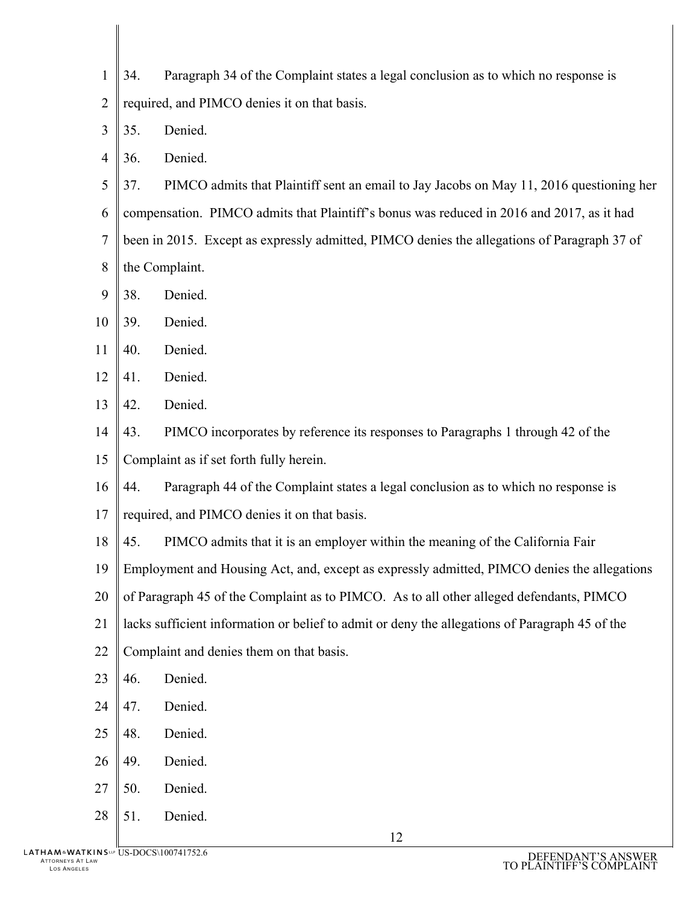34. Paragraph 34 of the Complaint states a legal conclusion as to which no response is required, and PIMCO denies it on that basis.

35. Denied.

36. Denied.

37. PIMCO admits that Plaintiff sent an email to Jay Jacobs on May 11, 2016 questioning her compensation. PIMCO admits that Plaintiff's bonus was reduced in 2016 and 2017, as it had been in 2015. Except as expressly admitted, PIMCO denies the allegations of Paragraph 37 of the Complaint.

38. Denied.

39. Denied.

40. Denied.

41. Denied.

42. Denied.

43. PIMCO incorporates by reference its responses to Paragraphs 1 through 42 of the Complaint as if set forth fully herein.

44. Paragraph 44 of the Complaint states a legal conclusion as to which no response is required, and PIMCO denies it on that basis.

45. PIMCO admits that it is an employer within the meaning of the California Fair Employment and Housing Act, and, except as expressly admitted, PIMCO denies the allegations of Paragraph 45 of the Complaint as to PIMCO. As to all other alleged defendants, PIMCO lacks sufficient information or belief to admit or deny the allegations of Paragraph 45 of the Complaint and denies them on that basis.

46. Denied.

47. Denied.

48. Denied.

49. Denied.

50. Denied.

51. Denied.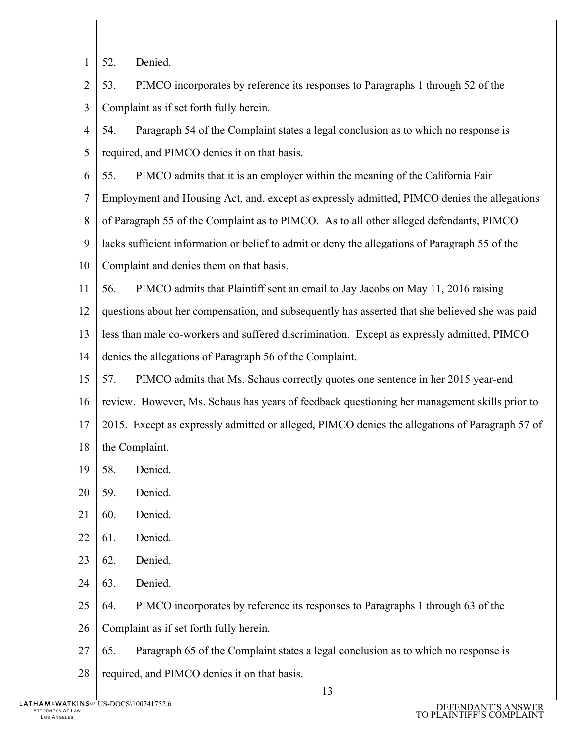52. Denied.

53. PIMCO incorporates by reference its responses to Paragraphs 1 through 52 of the Complaint as if set forth fully herein.

54. Paragraph 54 of the Complaint states a legal conclusion as to which no response is required, and PIMCO denies it on that basis.

55. PIMCO admits that it is an employer within the meaning of the California Fair Employment and Housing Act, and, except as expressly admitted, PIMCO denies the allegations of Paragraph 55 of the Complaint as to PIMCO. As to all other alleged defendants, PIMCO lacks sufficient information or belief to admit or deny the allegations of Paragraph 55 of the Complaint and denies them on that basis.

56. PIMCO admits that Plaintiff sent an email to Jay Jacobs on May 11, 2016 raising questions about her compensation, and subsequently has asserted that she believed she was paid less than male co-workers and suffered discrimination. Except as expressly admitted, PIMCO denies the allegations of Paragraph 56 of the Complaint.

57. PIMCO admits that Ms. Schaus correctly quotes one sentence in her 2015 year-end review. However, Ms. Schaus has years of feedback questioning her management skills prior to 2015. Except as expressly admitted or alleged, PIMCO denies the allegations of Paragraph 57 of the Complaint.

58. Denied.

59. Denied.

60. Denied.

61. Denied.

62. Denied.

63. Denied.

64. PIMCO incorporates by reference its responses to Paragraphs 1 through 63 of the Complaint as if set forth fully herein.

65. Paragraph 65 of the Complaint states a legal conclusion as to which no response is required, and PIMCO denies it on that basis.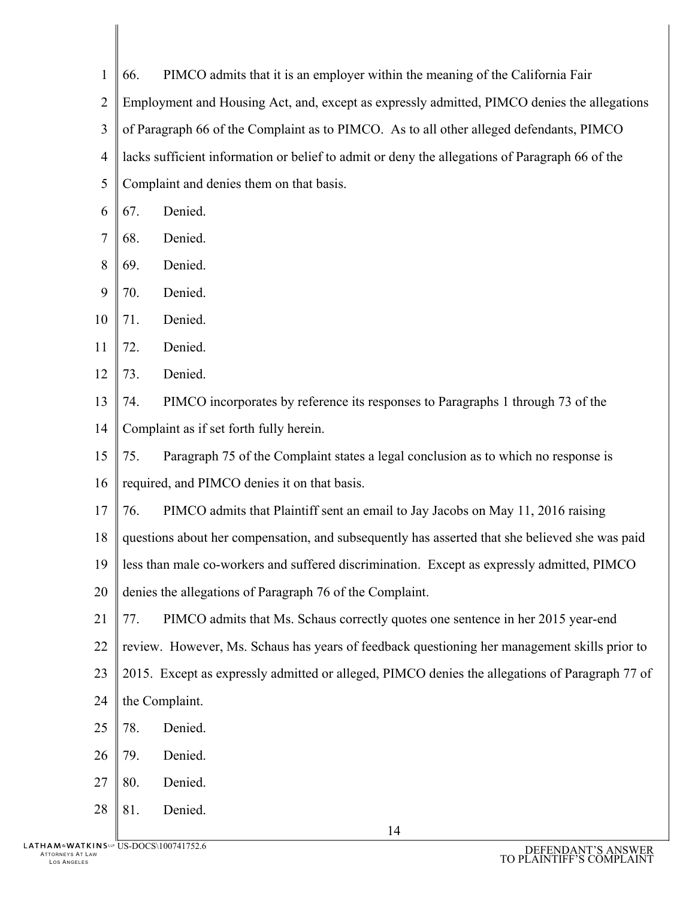66. PIMCO admits that it is an employer within the meaning of the California Fair Employment and Housing Act, and, except as expressly admitted, PIMCO denies the allegations of Paragraph 66 of the Complaint as to PIMCO. As to all other alleged defendants, PIMCO lacks sufficient information or belief to admit or deny the allegations of Paragraph 66 of the Complaint and denies them on that basis.

67. Denied.

68. Denied.

69. Denied.

70. Denied.

71. Denied.

72. Denied.

73. Denied.

74. PIMCO incorporates by reference its responses to Paragraphs 1 through 73 of the Complaint as if set forth fully herein.

75. Paragraph 75 of the Complaint states a legal conclusion as to which no response is required, and PIMCO denies it on that basis.

76. PIMCO admits that Plaintiff sent an email to Jay Jacobs on May 11, 2016 raising questions about her compensation, and subsequently has asserted that she believed she was paid less than male co-workers and suffered discrimination. Except as expressly admitted, PIMCO denies the allegations of Paragraph 76 of the Complaint.

77. PIMCO admits that Ms. Schaus correctly quotes one sentence in her 2015 year-end review. However, Ms. Schaus has years of feedback questioning her management skills prior to 2015. Except as expressly admitted or alleged, PIMCO denies the allegations of Paragraph 77 of the Complaint.

78. Denied.

79. Denied.

80. Denied.

81. Denied.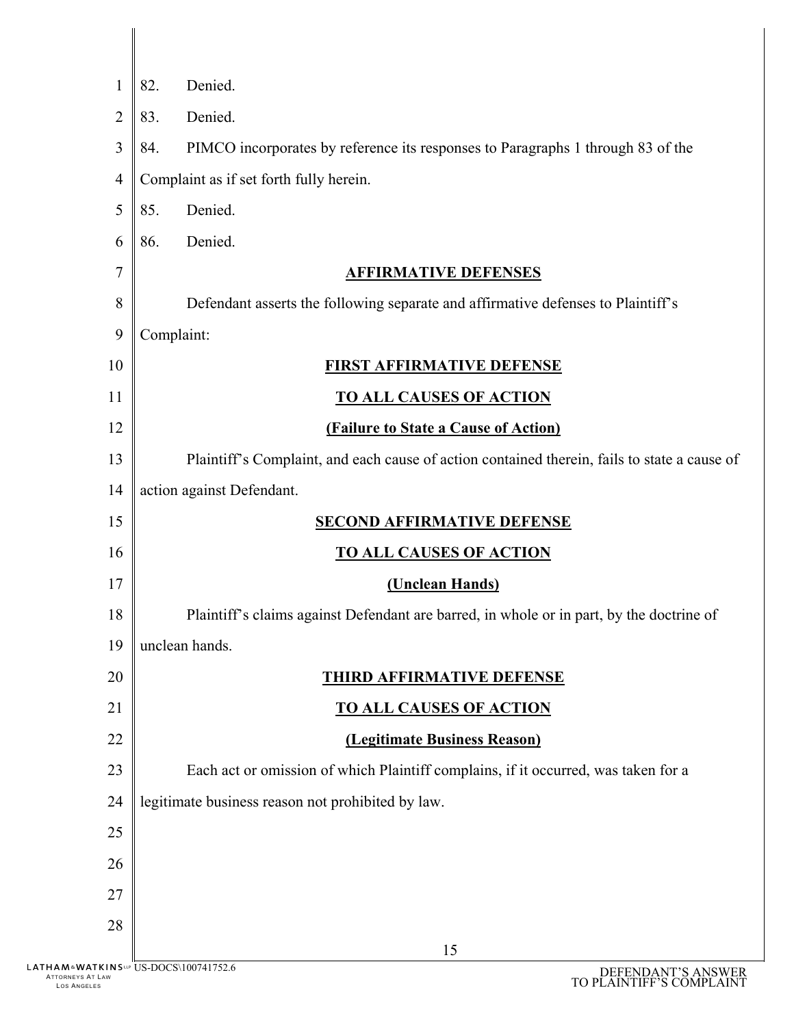82. Denied.

83. Denied.

84. PIMCO incorporates by reference its responses to Paragraphs 1 through 83 of the Complaint as if set forth fully herein.

85. Denied.

86. Denied.

## AFFIRMATIVE DEFENSES

Defendant asserts the following separate and affirmative defenses to Plaintiff's Complaint:

### FIRST AFFIRMATIVE DEFENSE

### TO ALL CAUSES OF ACTION

### (Failure to State a Cause of Action)

Plaintiff's Complaint, and each cause of action contained therein, fails to state a cause of action against Defendant.

### SECOND AFFIRMATIVE DEFENSE

### TO ALL CAUSES OF ACTION

### (Unclean Hands)

Plaintiff's claims against Defendant are barred, in whole or in part, by the doctrine of unclean hands.

### THIRD AFFIRMATIVE DEFENSE

### TO ALL CAUSES OF ACTION

### (Legitimate Business Reason)

Each act or omission of which Plaintiff complains, if it occurred, was taken for a legitimate business reason not prohibited by law.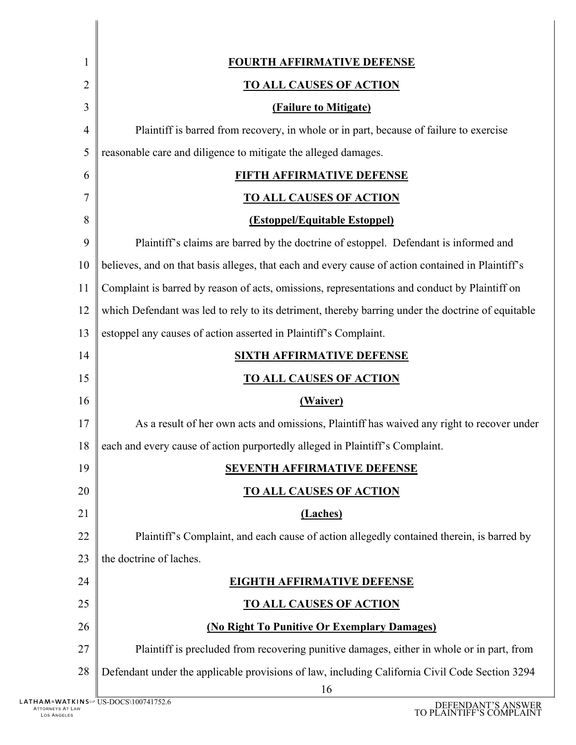**FOURTH AFFIRMATIVE DEFENSE**

**TO ALL CAUSES OF ACTION**

**(Failure to Mitigate)**

Plaintiff is barred from recovery, in whole or in part, because of failure to exercise reasonable care and diligence to mitigate the alleged damages.

**FIFTH AFFIRMATIVE DEFENSE**

**TO ALL CAUSES OF ACTION**

**(Estoppel/Equitable Estoppel)**

Plaintiff's claims are barred by the doctrine of estoppel. Defendant is informed and believes, and on that basis alleges, that each and every cause of action contained in Plaintiff's Complaint is barred by reason of acts, omissions, representations and conduct by Plaintiff on which Defendant was led to rely to its detriment, thereby barring under the doctrine of equitable estoppel any causes of action asserted in Plaintiff's Complaint.

**SIXTH AFFIRMATIVE DEFENSE**

**TO ALL CAUSES OF ACTION**

**(Waiver)**

As a result of her own acts and omissions, Plaintiff has waived any right to recover under each and every cause of action purportedly alleged in Plaintiff's Complaint.

**SEVENTH AFFIRMATIVE DEFENSE**

**TO ALL CAUSES OF ACTION**

**(Laches)**

Plaintiff's Complaint, and each cause of action allegedly contained therein, is barred by the doctrine of laches.

**EIGHTH AFFIRMATIVE DEFENSE**

**TO ALL CAUSES OF ACTION**

**(No Right To Punitive Or Exemplary Damages)**

Plaintiff is precluded from recovering punitive damages, either in whole or in part, from Defendant under the applicable provisions of law, including California Civil Code Section 3294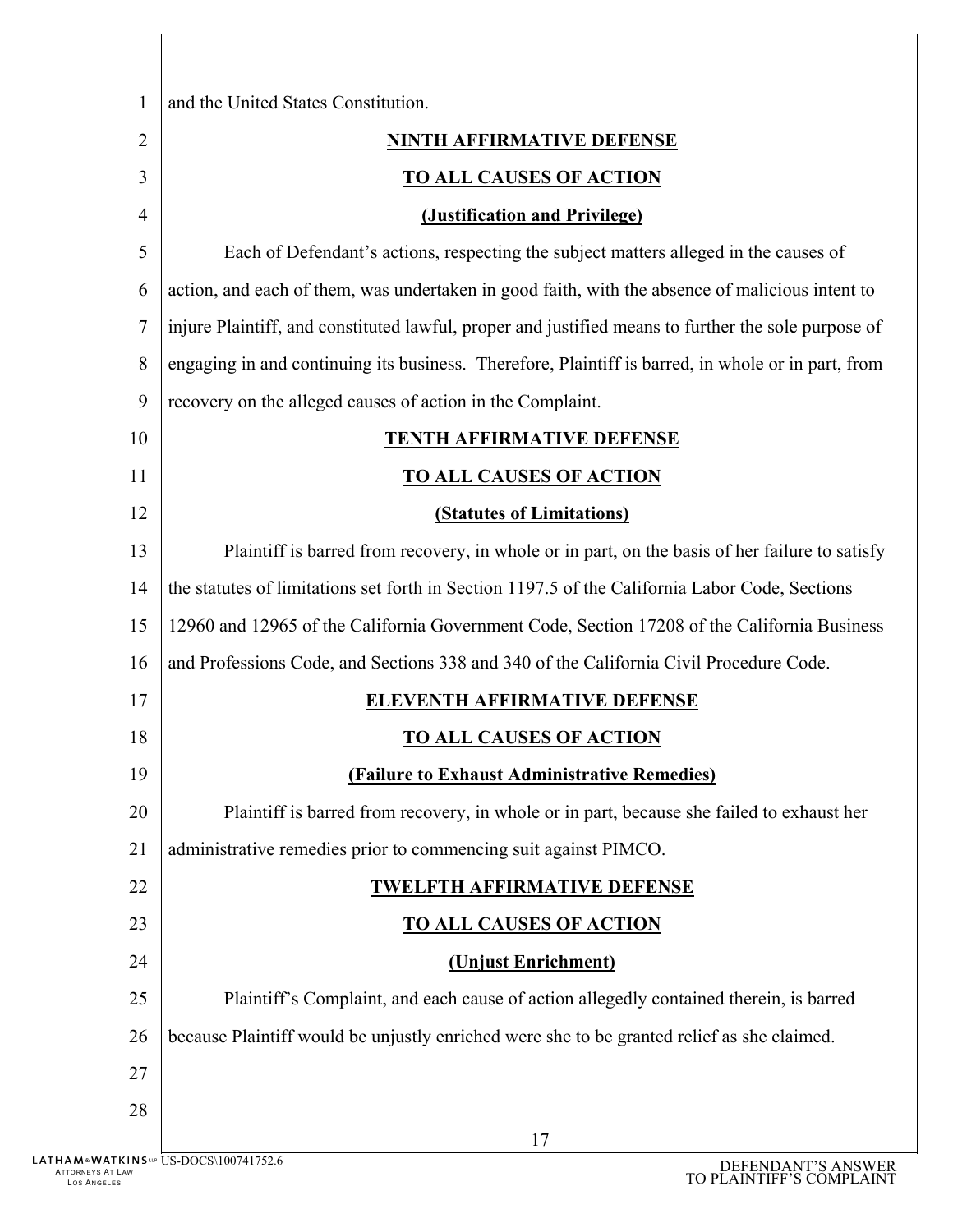and the United States Constitution.

**NINTH AFFIRMATIVE DEFENSE**

**TO ALL CAUSES OF ACTION**

**(Justification and Privilege)**

Each of Defendant's actions, respecting the subject matters alleged in the causes of action, and each of them, was undertaken in good faith, with the absence of malicious intent to injure Plaintiff, and constituted lawful, proper and justified means to further the sole purpose of engaging in and continuing its business. Therefore, Plaintiff is barred, in whole or in part, from recovery on the alleged causes of action in the Complaint.

**TENTH AFFIRMATIVE DEFENSE**

**TO ALL CAUSES OF ACTION**

**(Statutes of Limitations)**

Plaintiff is barred from recovery, in whole or in part, on the basis of her failure to satisfy the statutes of limitations set forth in Section 1197.5 of the California Labor Code, Sections 12960 and 12965 of the California Government Code, Section 17208 of the California Business and Professions Code, and Sections 338 and 340 of the California Civil Procedure Code.

**ELEVENTH AFFIRMATIVE DEFENSE**

**TO ALL CAUSES OF ACTION**

**(Failure to Exhaust Administrative Remedies)**

Plaintiff is barred from recovery, in whole or in part, because she failed to exhaust her administrative remedies prior to commencing suit against PIMCO.

**TWELFTH AFFIRMATIVE DEFENSE**

**TO ALL CAUSES OF ACTION**

**(Unjust Enrichment)**

Plaintiff's Complaint, and each cause of action allegedly contained therein, is barred because Plaintiff would be unjustly enriched were she to be granted relief as she claimed.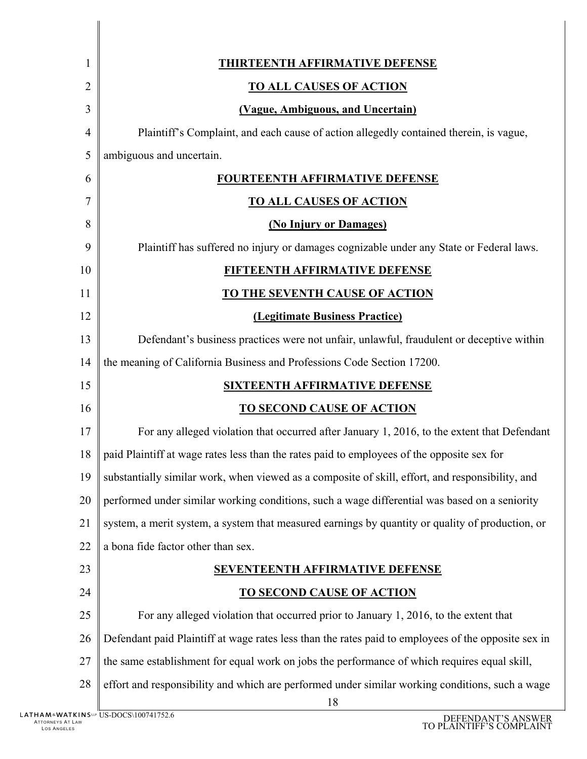**THIRTEENTH AFFIRMATIVE DEFENSE**

**TO ALL CAUSES OF ACTION**

**(Vague, Ambiguous, and Uncertain)**

Plaintiff's Complaint, and each cause of action allegedly contained therein, is vague, ambiguous and uncertain.

**FOURTEENTH AFFIRMATIVE DEFENSE**

**TO ALL CAUSES OF ACTION**

**(No Injury or Damages)**

Plaintiff has suffered no injury or damages cognizable under any State or Federal laws.

**FIFTEENTH AFFIRMATIVE DEFENSE**

**TO THE SEVENTH CAUSE OF ACTION**

**(Legitimate Business Practice)**

Defendant's business practices were not unfair, unlawful, fraudulent or deceptive within the meaning of California Business and Professions Code Section 17200.

**SIXTEENTH AFFIRMATIVE DEFENSE**

**TO SECOND CAUSE OF ACTION**

For any alleged violation that occurred after January 1, 2016, to the extent that Defendant paid Plaintiff at wage rates less than the rates paid to employees of the opposite sex for substantially similar work, when viewed as a composite of skill, effort, and responsibility, and performed under similar working conditions, such a wage differential was based on a seniority system, a merit system, a system that measured earnings by quantity or quality of production, or a bona fide factor other than sex.

**SEVENTEENTH AFFIRMATIVE DEFENSE**

**TO SECOND CAUSE OF ACTION**

For any alleged violation that occurred prior to January 1, 2016, to the extent that Defendant paid Plaintiff at wage rates less than the rates paid to employees of the opposite sex in the same establishment for equal work on jobs the performance of which requires equal skill, effort and responsibility and which are performed under similar working conditions, such a wage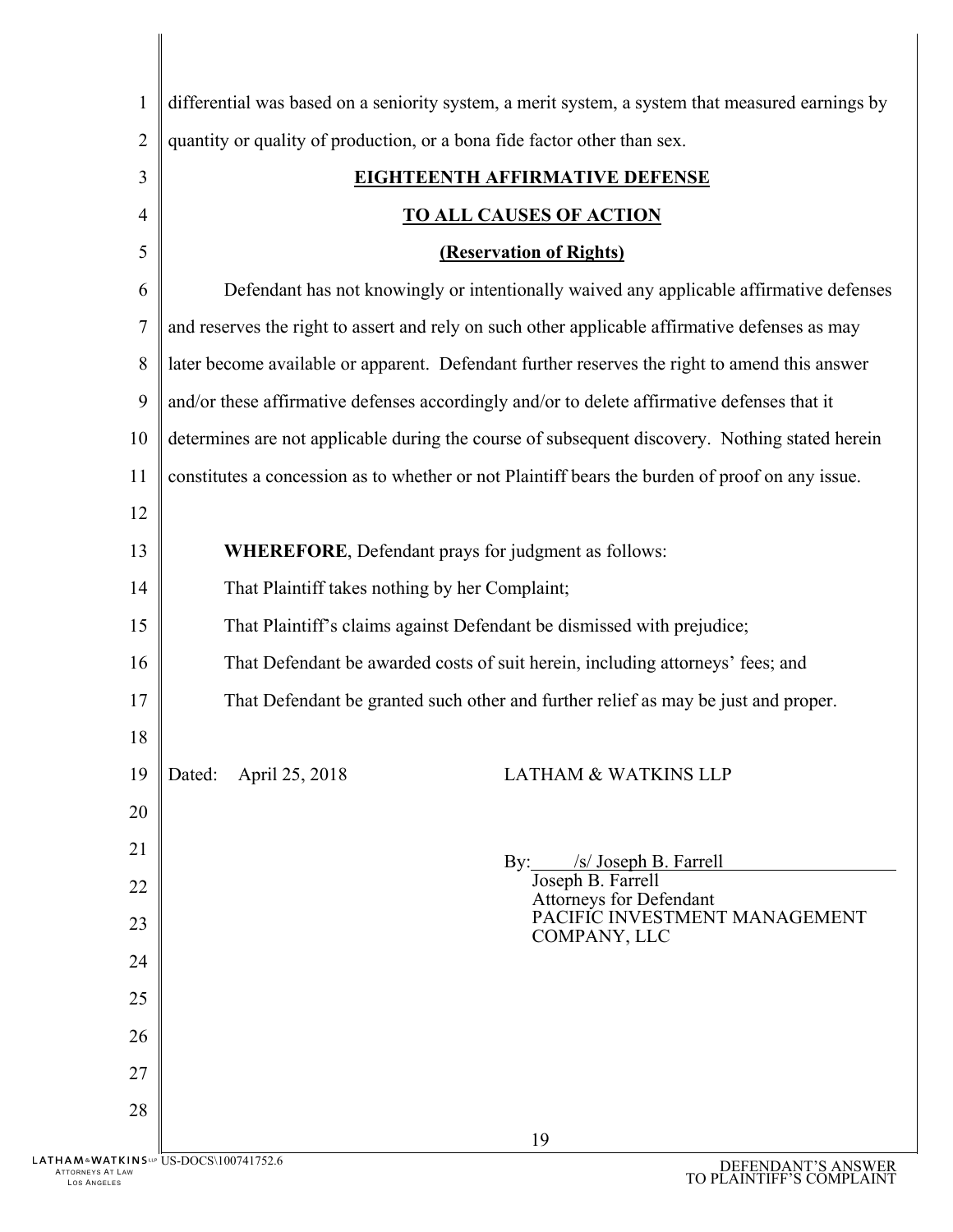differential was based on a seniority system, a merit system, a system that measured earnings by quantity or quality of production, or a bona fide factor other than sex.

**EIGHTEENTH AFFIRMATIVE DEFENSE**

**TO ALL CAUSES OF ACTION**

**(Reservation of Rights)**

Defendant has not knowingly or intentionally waived any applicable affirmative defenses and reserves the right to assert and rely on such other applicable affirmative defenses as may later become available or apparent. Defendant further reserves the right to amend this answer and/or these affirmative defenses accordingly and/or to delete affirmative defenses that it determines are not applicable during the course of subsequent discovery. Nothing stated herein constitutes a concession as to whether or not Plaintiff bears the burden of proof on any issue.

**WHEREFORE**, Defendant prays for judgment as follows:

That Plaintiff takes nothing by her Complaint;

That Plaintiff's claims against Defendant be dismissed with prejudice;

That Defendant be awarded costs of suit herein, including attorneys' fees; and

That Defendant be granted such other and further relief as may be just and proper.

Dated: April 25, 2018

LATHAM & WATKINS LLP

By: /s/ Joseph B. Farrell
Joseph B. Farrell
Attorneys for Defendant
PACIFIC INVESTMENT MANAGEMENT COMPANY, LLC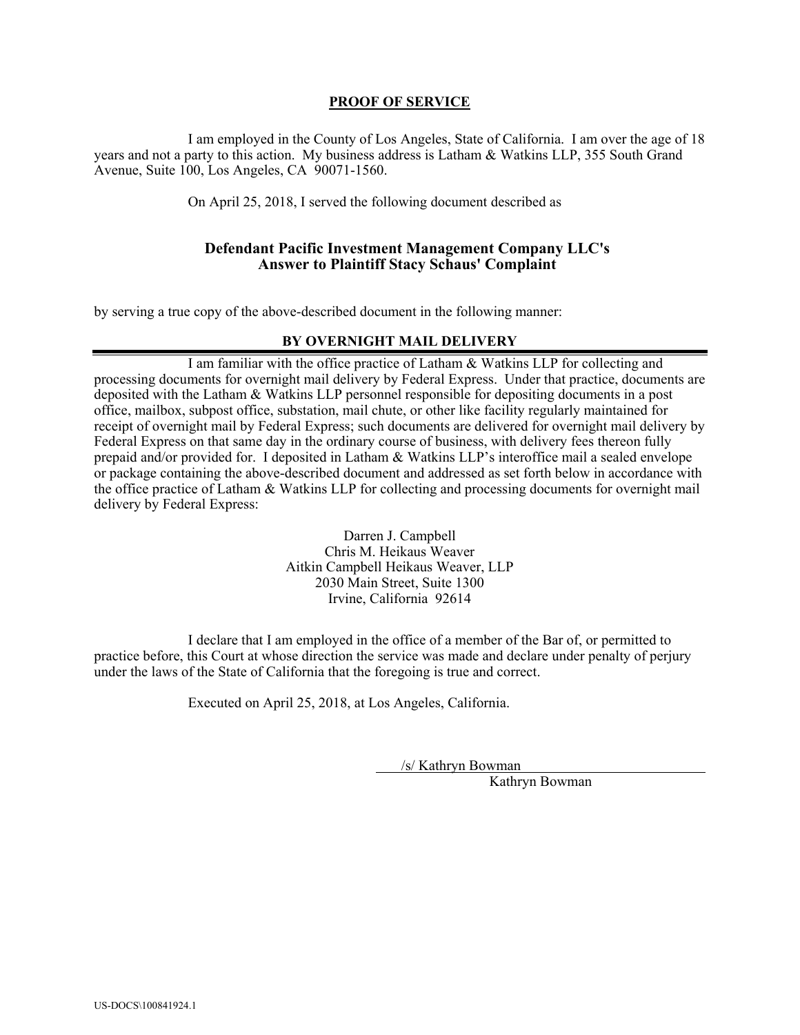## PROOF OF SERVICE

I am employed in the County of Los Angeles, State of California. I am over the age of 18 years and not a party to this action. My business address is Latham & Watkins LLP, 355 South Grand Avenue, Suite 100, Los Angeles, CA 90071-1560.

On April 25, 2018, I served the following document described as

**Defendant Pacific Investment Management Company LLC's Answer to Plaintiff Stacy Schaus' Complaint**

by serving a true copy of the above-described document in the following manner:

**BY OVERNIGHT MAIL DELIVERY**

I am familiar with the office practice of Latham & Watkins LLP for collecting and processing documents for overnight mail delivery by Federal Express. Under that practice, documents are deposited with the Latham & Watkins LLP personnel responsible for depositing documents in a post office, mailbox, subpost office, substation, mail chute, or other like facility regularly maintained for receipt of overnight mail by Federal Express; such documents are delivered for overnight mail delivery by Federal Express on that same day in the ordinary course of business, with delivery fees thereon fully prepaid and/or provided for. I deposited in Latham & Watkins LLP's interoffice mail a sealed envelope or package containing the above-described document and addressed as set forth below in accordance with the office practice of Latham & Watkins LLP for collecting and processing documents for overnight mail delivery by Federal Express:

Darren J. Campbell
Chris M. Heikaus Weaver
Aitkin Campbell Heikaus Weaver, LLP
2030 Main Street, Suite 1300
Irvine, California 92614

I declare that I am employed in the office of a member of the Bar of, or permitted to practice before, this Court at whose direction the service was made and declare under penalty of perjury under the laws of the State of California that the foregoing is true and correct.

Executed on April 25, 2018, at Los Angeles, California.

/s/ Kathryn Bowman
Kathryn Bowman

US-DOCS\100841924.1